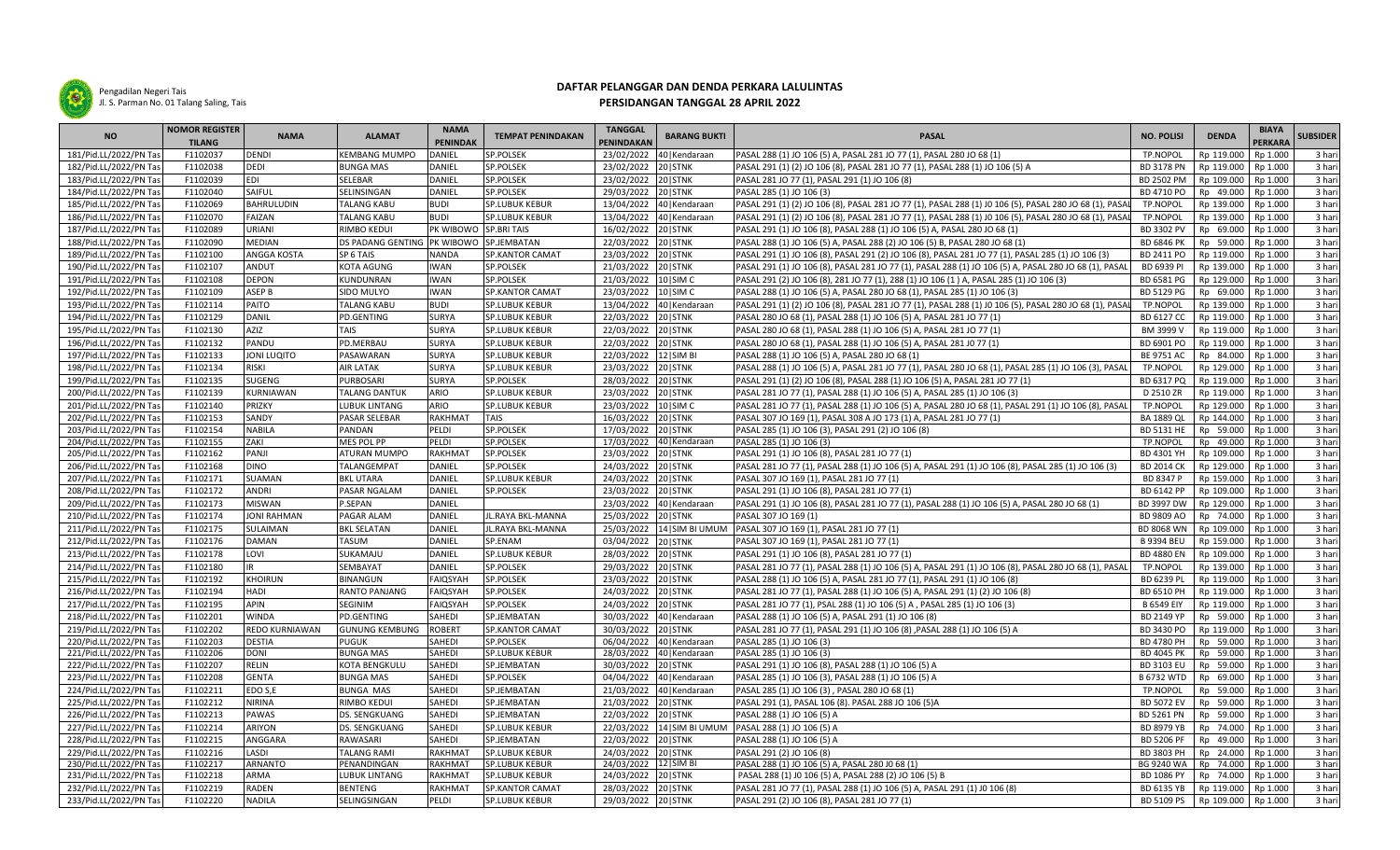Pengadilan Negeri Tais
Jl. S. Parman No. 01 Talang Saling, Tais

# DAFTAR PELANGGAR DAN DENDA PERKARA LALULINTAS
## PERSIDANGAN TANGGAL 28 APRIL 2022

| NO | NOMOR REGISTER TILANG | NAMA | ALAMAT | NAMA PENINDAK | TEMPAT PENINDAKAN | TANGGAL PENINDAKAN | BARANG BUKTI | PASAL | NO. POLISI | DENDA | BIAYA PERKARA | SUBSIDER |
|---|---|---|---|---|---|---|---|---|---|---|---|---|
| 181/Pid.LL/2022/PN Tas | F1102037 | DENDI | KEMBANG MUMPO | DANIEL | SP.POLSEK | 23/02/2022 | 40 Kendaraan | PASAL 288 (1) JO 106 (5) A, PASAL 281 JO 77 (1), PASAL 280 JO 68 (1) | TP.NOPOL | Rp 119.000 | Rp 1.000 | 3 hari |
| 182/Pid.LL/2022/PN Tas | F1102038 | DEDI | BUNGA MAS | DANIEL | SP.POLSEK | 23/02/2022 | 20 STNK | PASAL 291 (1) (2) JO 106 (8), PASAL 281 JO 77 (1), PASAL 288 (1) JO 106 (5) A | BD 3178 PN | Rp 119.000 | Rp 1.000 | 3 hari |
| 183/Pid.LL/2022/PN Tas | F1102039 | EDI | SELEBAR | DANIEL | SP.POLSEK | 23/02/2022 | 20 STNK | PASAL 281 JO 77 (1), PASAL 291 (1) JO 106 (8) | BD 2502 PM | Rp 109.000 | Rp 1.000 | 3 hari |
| 184/Pid.LL/2022/PN Tas | F1102040 | SAIFUL | SELINSINGAN | DANIEL | SP.POLSEK | 29/03/2022 | 20 STNK | PASAL 285 (1) JO 106 (3) | BD 4710 PO | Rp 49.000 | Rp 1.000 | 3 hari |
| 185/Pid.LL/2022/PN Tas | F1102069 | BAHRULUDIN | TALANG KABU | BUDI | SP.LUBUK KEBUR | 13/04/2022 | 40 Kendaraan | PASAL 291 (1) (2) JO 106 (8), PASAL 281 JO 77 (1), PASAL 288 (1) JO 106 (5), PASAL 280 JO 68 (1), PASAL | TP.NOPOL | Rp 139.000 | Rp 1.000 | 3 hari |
| 186/Pid.LL/2022/PN Tas | F1102070 | FAIZAN | TALANG KABU | BUDI | SP.LUBUK KEBUR | 13/04/2022 | 40 Kendaraan | PASAL 291 (1) (2) JO 106 (8), PASAL 281 JO 77 (1), PASAL 288 (1) JO 106 (5), PASAL 280 JO 68 (1), PASAL | TP.NOPOL | Rp 139.000 | Rp 1.000 | 3 hari |
| 187/Pid.LL/2022/PN Tas | F1102089 | URIANI | RIMBO KEDUI | PK WIBOWO | SP.BRI TAIS | 16/02/2022 | 20 STNK | PASAL 291 (1) JO 106 (8), PASAL 288 (1) JO 106 (5) A, PASAL 280 JO 68 (1) | BD 3302 PV | Rp 69.000 | Rp 1.000 | 3 hari |
| 188/Pid.LL/2022/PN Tas | F1102090 | MEDIAN | DS PADANG GENTING | PK WIBOWO | SP.JEMBATAN | 22/03/2022 | 20 STNK | PASAL 288 (1) JO 106 (5) A, PASAL 288 (2) JO 106 (5) B, PASAL 280 JO 68 (1) | BD 6846 PK | Rp 59.000 | Rp 1.000 | 3 hari |
| 189/Pid.LL/2022/PN Tas | F1102100 | ANGGA KOSTA | SP 6 TAIS | NANDA | SP.KANTOR CAMAT | 23/03/2022 | 20 STNK | PASAL 291 (1) JO 106 (8), PASAL 291 (2) JO 106 (8), PASAL 281 JO 77 (1), PASAL 285 (1) JO 106 (3) | BD 2411 PO | Rp 119.000 | Rp 1.000 | 3 hari |
| 190/Pid.LL/2022/PN Tas | F1102107 | ANDUT | KOTA AGUNG | IWAN | SP.POLSEK | 21/03/2022 | 20 STNK | PASAL 291 (1) JO 106 (8), PASAL 281 JO 77 (1), PASAL 288 (1) JO 106 (5) A, PASAL 280 JO 68 (1), PASAL | BD 6939 PI | Rp 139.000 | Rp 1.000 | 3 hari |
| 191/Pid.LL/2022/PN Tas | F1102108 | DEPON | KUNDUNRAN | IWAN | SP.POLSEK | 21/03/2022 | 10 SIM C | PASAL 291 (2) JO 106 (8), 281 JO 77 (1), 288 (1) JO 106 (1 ) A, PASAL 285 (1) JO 106 (3) | BD 6581 PG | Rp 129.000 | Rp 1.000 | 3 hari |
| 192/Pid.LL/2022/PN Tas | F1102109 | ASEP B | SIDO MULYO | IWAN | SP.KANTOR CAMAT | 23/03/2022 | 10 SIM C | PASAL 288 (1) JO 106 (5) A, PASAL 280 JO 68 (1), PASAL 285 (1) JO 106 (3) | BD 5129 PG | Rp 69.000 | Rp 1.000 | 3 hari |
| 193/Pid.LL/2022/PN Tas | F1102114 | PAITO | TALANG KABU | BUDI | SP.LUBUK KEBUR | 13/04/2022 | 40 Kendaraan | PASAL 291 (1) (2) JO 106 (8), PASAL 281 JO 77 (1), PASAL 288 (1) JO 106 (5), PASAL 280 JO 68 (1), PASAL | TP.NOPOL | Rp 139.000 | Rp 1.000 | 3 hari |
| 194/Pid.LL/2022/PN Tas | F1102129 | DANIL | PD.GENTING | SURYA | SP.LUBUK KEBUR | 22/03/2022 | 20 STNK | PASAL 280 JO 68 (1), PASAL 288 (1) JO 106 (5) A, PASAL 281 JO 77 (1) | BD 6127 CC | Rp 119.000 | Rp 1.000 | 3 hari |
| 195/Pid.LL/2022/PN Tas | F1102130 | AZIZ | TAIS | SURYA | SP.LUBUK KEBUR | 22/03/2022 | 20 STNK | PASAL 280 JO 68 (1), PASAL 288 (1) JO 106 (5) A, PASAL 281 JO 77 (1) | BM 3999 V | Rp 119.000 | Rp 1.000 | 3 hari |
| 196/Pid.LL/2022/PN Tas | F1102132 | PANDU | PD.MERBAU | SURYA | SP.LUBUK KEBUR | 22/03/2022 | 20 STNK | PASAL 280 JO 68 (1), PASAL 288 (1) JO 106 (5) A, PASAL 281 JO 77 (1) | BD 6901 PO | Rp 119.000 | Rp 1.000 | 3 hari |
| 197/Pid.LL/2022/PN Tas | F1102133 | JONI LUQITO | PASAWARAN | SURYA | SP.LUBUK KEBUR | 22/03/2022 | 12 SIM BI | PASAL 288 (1) JO 106 (5) A, PASAL 280 JO 68 (1) | BE 9751 AC | Rp 84.000 | Rp 1.000 | 3 hari |
| 198/Pid.LL/2022/PN Tas | F1102134 | RISKI | AIR LATAK | SURYA | SP.LUBUK KEBUR | 23/03/2022 | 20 STNK | PASAL 288 (1) JO 106 (5) A, PASAL 281 JO 77 (1), PASAL 280 JO 68 (1), PASAL 285 (1) JO 106 (3), PASAL | TP.NOPOL | Rp 129.000 | Rp 1.000 | 3 hari |
| 199/Pid.LL/2022/PN Tas | F1102135 | SUGENG | PURBOSARI | SURYA | SP.POLSEK | 28/03/2022 | 20 STNK | PASAL 291 (1) (2) JO 106 (8), PASAL 288 (1) JO 106 (5) A, PASAL 281 JO 77 (1) | BD 6317 PQ | Rp 119.000 | Rp 1.000 | 3 hari |
| 200/Pid.LL/2022/PN Tas | F1102139 | KURNIAWAN | TALANG DANTUK | ARIO | SP.LUBUK KEBUR | 23/03/2022 | 20 STNK | PASAL 281 JO 77 (1), PASAL 288 (1) JO 106 (5) A, PASAL 285 (1) JO 106 (3) | D 2510 ZR | Rp 119.000 | Rp 1.000 | 3 hari |
| 201/Pid.LL/2022/PN Tas | F1102140 | PRIZKY | LUBUK LINTANG | ARIO | SP.LUBUK KEBUR | 23/03/2022 | 10 SIM C | PASAL 281 JO 77 (1), PASAL 288 (1) JO 106 (5) A, PASAL 280 JO 68 (1), PASAL 291 (1) JO 106 (8), PASAL | TP.NOPOL | Rp 129.000 | Rp 1.000 | 3 hari |
| 202/Pid.LL/2022/PN Tas | F1102153 | SANDY | PASAR SELEBAR | RAKHMAT | TAIS | 16/03/2022 | 20 STNK | PASAL 307 JO 169 (1), PASAL 308 A JO 173 (1) A, PASAL 281 JO 77 (1) | BA 1889 QL | Rp 144.000 | Rp 1.000 | 3 hari |
| 203/Pid.LL/2022/PN Tas | F1102154 | NABILA | PANDAN | PELDI | SP.POLSEK | 17/03/2022 | 20 STNK | PASAL 285 (1) JO 106 (3), PASAL 291 (2) JO 106 (8) | BD 5131 HE | Rp 59.000 | Rp 1.000 | 3 hari |
| 204/Pid.LL/2022/PN Tas | F1102155 | ZAKI | MES POL PP | PELDI | SP.POLSEK | 17/03/2022 | 40 Kendaraan | PASAL 285 (1) JO 106 (3) | TP.NOPOL | Rp 49.000 | Rp 1.000 | 3 hari |
| 205/Pid.LL/2022/PN Tas | F1102162 | PANJI | ATURAN MUMPO | RAKHMAT | SP.POLSEK | 23/03/2022 | 20 STNK | PASAL 291 (1) JO 106 (8), PASAL 281 JO 77 (1) | BD 4301 YH | Rp 109.000 | Rp 1.000 | 3 hari |
| 206/Pid.LL/2022/PN Tas | F1102168 | DINO | TALANGEMPAT | DANIEL | SP.POLSEK | 24/03/2022 | 20 STNK | PASAL 281 JO 77 (1), PASAL 288 (1) JO 106 (5) A, PASAL 291 (1) JO 106 (8), PASAL 285 (1) JO 106 (3) | BD 2014 CK | Rp 129.000 | Rp 1.000 | 3 hari |
| 207/Pid.LL/2022/PN Tas | F1102171 | SUAMAN | BKL UTARA | DANIEL | SP.LUBUK KEBUR | 24/03/2022 | 20 STNK | PASAL 307 JO 169 (1), PASAL 281 JO 77 (1) | BD 8347 P | Rp 159.000 | Rp 1.000 | 3 hari |
| 208/Pid.LL/2022/PN Tas | F1102172 | ANDRI | PASAR NGALAM | DANIEL | SP.POLSEK | 23/03/2022 | 20 STNK | PASAL 291 (1) JO 106 (8), PASAL 281 JO 77 (1) | BD 6142 PP | Rp 109.000 | Rp 1.000 | 3 hari |
| 209/Pid.LL/2022/PN Tas | F1102173 | MISWAN | P.SEPAN | DANIEL | | 23/03/2022 | 40 Kendaraan | PASAL 291 (1) JO 106 (8), PASAL 281 JO 77 (1), PASAL 288 (1) JO 106 (5) A, PASAL 280 JO 68 (1) | BD 3997 DW | Rp 129.000 | Rp 1.000 | 3 hari |
| 210/Pid.LL/2022/PN Tas | F1102174 | JONI RAHMAN | PAGAR ALAM | DANIEL | JL.RAYA BKL-MANNA | 25/03/2022 | 20 STNK | PASAL 307 JO 169 (1) | BD 9809 AO | Rp 74.000 | Rp 1.000 | 3 hari |
| 211/Pid.LL/2022/PN Tas | F1102175 | SULAIMAN | BKL SELATAN | DANIEL | JL.RAYA BKL-MANNA | 25/03/2022 | 14 SIM BI UMUM | PASAL 307 JO 169 (1), PASAL 281 JO 77 (1) | BD 8068 WN | Rp 109.000 | Rp 1.000 | 3 hari |
| 212/Pid.LL/2022/PN Tas | F1102176 | DAMAN | TASUM | DANIEL | SP.ENAM | 03/04/2022 | 20 STNK | PASAL 307 JO 169 (1), PASAL 281 JO 77 (1) | B 9394 BEU | Rp 159.000 | Rp 1.000 | 3 hari |
| 213/Pid.LL/2022/PN Tas | F1102178 | LOVI | SUKAMAJU | DANIEL | SP.LUBUK KEBUR | 28/03/2022 | 20 STNK | PASAL 291 (1) JO 106 (8), PASAL 281 JO 77 (1) | BD 4880 EN | Rp 109.000 | Rp 1.000 | 3 hari |
| 214/Pid.LL/2022/PN Tas | F1102180 | IR | SEMBAYAT | DANIEL | SP.POLSEK | 29/03/2022 | 20 STNK | PASAL 281 JO 77 (1), PASAL 288 (1) JO 106 (5) A, PASAL 291 (1) JO 106 (8), PASAL 280 JO 68 (1), PASAL | TP.NOPOL | Rp 139.000 | Rp 1.000 | 3 hari |
| 215/Pid.LL/2022/PN Tas | F1102192 | KHOIRUN | BINANGUN | FAIQSYAH | SP.POLSEK | 23/03/2022 | 20 STNK | PASAL 288 (1) JO 106 (5) A, PASAL 281 JO 77 (1), PASAL 291 (1) JO 106 (8) | BD 6239 PL | Rp 119.000 | Rp 1.000 | 3 hari |
| 216/Pid.LL/2022/PN Tas | F1102194 | HADI | RANTO PANJANG | FAIQSYAH | SP.POLSEK | 24/03/2022 | 20 STNK | PASAL 281 JO 77 (1), PASAL 288 (1) JO 106 (5) A, PASAL 291 (1) (2) JO 106 (8) | BD 6510 PH | Rp 119.000 | Rp 1.000 | 3 hari |
| 217/Pid.LL/2022/PN Tas | F1102195 | APIN | SEGINIM | FAIQSYAH | SP.POLSEK | 24/03/2022 | 20 STNK | PASAL 281 JO 77 (1), PSAL 288 (1) JO 106 (5) A , PASAL 285 (1) JO 106 (3) | B 6549 EIY | Rp 119.000 | Rp 1.000 | 3 hari |
| 218/Pid.LL/2022/PN Tas | F1102201 | WINDA | PD.GENTING | SAHEDI | SP.JEMBATAN | 30/03/2022 | 40 Kendaraan | PASAL 288 (1) JO 106 (5) A, PASAL 291 (1) JO 106 (8) | BD 2149 YP | Rp 59.000 | Rp 1.000 | 3 hari |
| 219/Pid.LL/2022/PN Tas | F1102202 | REDO KURNIAWAN | GUNUNG KEMBUNG | ROBERT | SP.KANTOR CAMAT | 30/03/2022 | 20 STNK | PASAL 281 JO 77 (1), PASAL 291 (1) JO 106 (8) ,PASAL 288 (1) JO 106 (5) A | BD 3430 PO | Rp 119.000 | Rp 1.000 | 3 hari |
| 220/Pid.LL/2022/PN Tas | F1102203 | DESTIA | PUGUK | SAHEDI | SP.POLSEK | 06/04/2022 | 40 Kendaraan | PASAL 285 (1) JO 106 (3) | BD 4780 PH | Rp 59.000 | Rp 1.000 | 3 hari |
| 221/Pid.LL/2022/PN Tas | F1102206 | DONI | BUNGA MAS | SAHEDI | SP.LUBUK KEBUR | 28/03/2022 | 40 Kendaraan | PASAL 285 (1) JO 106 (3) | BD 4045 PK | Rp 59.000 | Rp 1.000 | 3 hari |
| 222/Pid.LL/2022/PN Tas | F1102207 | RELIN | KOTA BENGKULU | SAHEDI | SP.JEMBATAN | 30/03/2022 | 20 STNK | PASAL 291 (1) JO 106 (8), PASAL 288 (1) JO 106 (5) A | BD 3103 EU | Rp 59.000 | Rp 1.000 | 3 hari |
| 223/Pid.LL/2022/PN Tas | F1102208 | GENTA | BUNGA MAS | SAHEDI | SP.POLSEK | 04/04/2022 | 40 Kendaraan | PASAL 285 (1) JO 106 (3), PASAL 288 (1) JO 106 (5) A | B 6732 WTD | Rp 69.000 | Rp 1.000 | 3 hari |
| 224/Pid.LL/2022/PN Tas | F1102211 | EDO S,E | BUNGA MAS | SAHEDI | SP.JEMBATAN | 21/03/2022 | 40 Kendaraan | PASAL 285 (1) JO 106 (3) , PASAL 280 JO 68 (1) | TP.NOPOL | Rp 59.000 | Rp 1.000 | 3 hari |
| 225/Pid.LL/2022/PN Tas | F1102212 | NIRINA | RIMBO KEDUI | SAHEDI | SP.JEMBATAN | 21/03/2022 | 20 STNK | PASAL 291 (1), PASAL 106 (8). PASAL 288 JO 106 (5)A | BD 5072 EV | Rp 59.000 | Rp 1.000 | 3 hari |
| 226/Pid.LL/2022/PN Tas | F1102213 | PAWAS | DS. SENGKUANG | SAHEDI | SP.JEMBATAN | 22/03/2022 | 20 STNK | PASAL 288 (1) JO 106 (5) A | BD 5261 PN | Rp 59.000 | Rp 1.000 | 3 hari |
| 227/Pid.LL/2022/PN Tas | F1102214 | ARIYON | DS. SENGKUANG | SAHEDI | SP.LUBUK KEBUR | 22/03/2022 | 14 SIM BI UMUM | PASAL 288 (1) JO 106 (5) A | BD 8979 YB | Rp 74.000 | Rp 1.000 | 3 hari |
| 228/Pid.LL/2022/PN Tas | F1102215 | ANGGARA | RAWASARI | SAHEDI | SP.JEMBATAN | 22/03/2022 | 20 STNK | PASAL 288 (1) JO 106 (5) A | BD 5206 PF | Rp 49.000 | Rp 1.000 | 3 hari |
| 229/Pid.LL/2022/PN Tas | F1102216 | LASDI | TALANG RAMI | RAKHMAT | SP.LUBUK KEBUR | 24/03/2022 | 20 STNK | PASAL 291 (2) JO 106 (8) | BD 3803 PH | Rp 24.000 | Rp 1.000 | 3 hari |
| 230/Pid.LL/2022/PN Tas | F1102217 | ARNANTO | PENANDINGAN | RAKHMAT | SP.LUBUK KEBUR | 24/03/2022 | 12 SIM BI | PASAL 288 (1) JO 106 (5) A, PASAL 280 JO 68 (1) | BG 9240 WA | Rp 74.000 | Rp 1.000 | 3 hari |
| 231/Pid.LL/2022/PN Tas | F1102218 | ARMA | LUBUK LINTANG | RAKHMAT | SP.LUBUK KEBUR | 24/03/2022 | 20 STNK | PASAL 288 (1) JO 106 (5) A, PASAL 288 (2) JO 106 (5) B | BD 1086 PY | Rp 74.000 | Rp 1.000 | 3 hari |
| 232/Pid.LL/2022/PN Tas | F1102219 | RADEN | BENTENG | RAKHMAT | SP.KANTOR CAMAT | 28/03/2022 | 20 STNK | PASAL 281 JO 77 (1), PASAL 288 (1) JO 106 (5) A, PASAL 291 (1) JO 106 (8) | BD 6135 YB | Rp 119.000 | Rp 1.000 | 3 hari |
| 233/Pid.LL/2022/PN Tas | F1102220 | NADILA | SELINGSINGAN | PELDI | SP.LUBUK KEBUR | 29/03/2022 | 20 STNK | PASAL 291 (2) JO 106 (8), PASAL 281 JO 77 (1) | BD 5109 PS | Rp 109.000 | Rp 1.000 | 3 hari |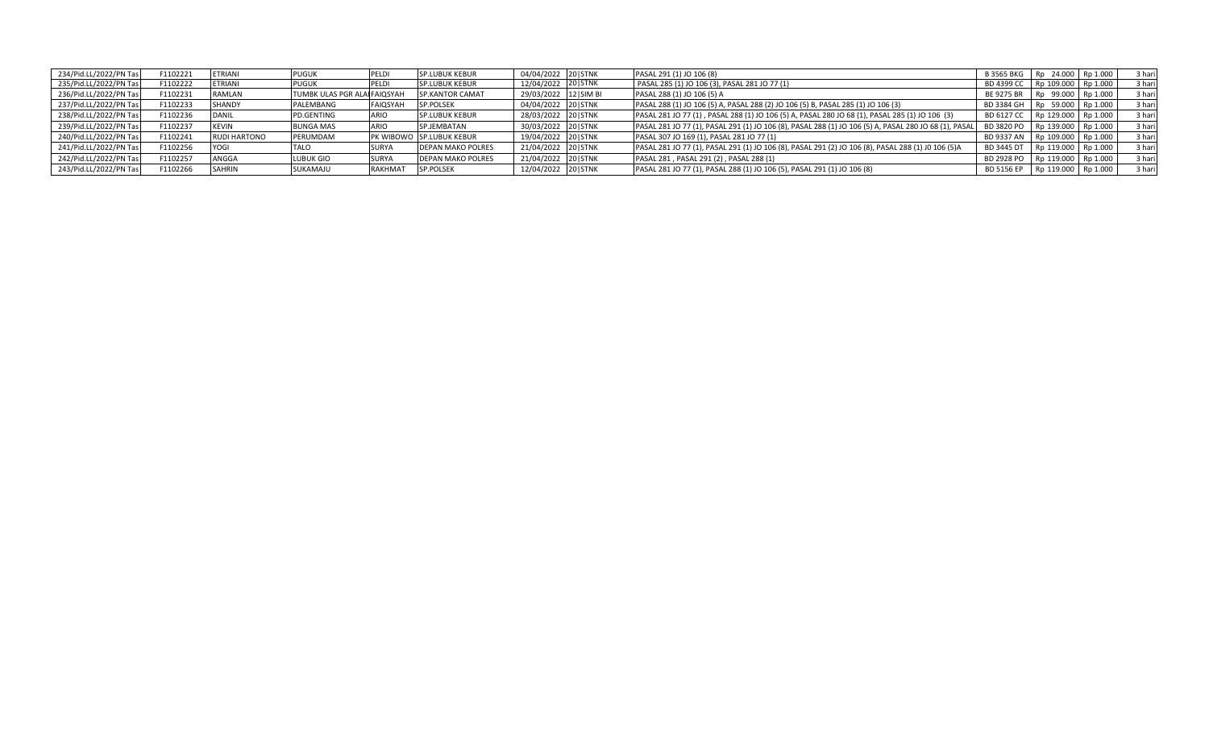| | | | | | | | | | | | | | |
|---|---|---|---|---|---|---|---|---|---|---|---|---|---|
| 234/Pid.LL/2022/PN Tas | F1102221 | ETRIANI | PUGUK | PELDI | SP.LUBUK KEBUR | 04/04/2022 | 20 | STNK | PASAL 291 (1) JO 106 (8) | B 3565 BKG | Rp 24.000 | Rp 1.000 | 3 hari |
| 235/Pid.LL/2022/PN Tas | F1102222 | ETRIANI | PUGUK | PELDI | SP.LUBUK KEBUR | 12/04/2022 | 20 | STNK | PASAL 285 (1) JO 106 (3), PASAL 281 JO 77 (1) | BD 4399 CC | Rp 109.000 | Rp 1.000 | 3 hari |
| 236/Pid.LL/2022/PN Tas | F1102231 | RAMLAN | TUMBK ULAS PGR ALA | FAIQSYAH | SP.KANTOR CAMAT | 29/03/2022 | 12 | SIM BI | PASAL 288 (1) JO 106 (5) A | BE 9275 BR | Rp 99.000 | Rp 1.000 | 3 hari |
| 237/Pid.LL/2022/PN Tas | F1102233 | SHANDY | PALEMBANG | FAIQSYAH | SP.POLSEK | 04/04/2022 | 20 | STNK | PASAL 288 (1) JO 106 (5) A, PASAL 288 (2) JO 106 (5) B, PASAL 285 (1) JO 106 (3) | BD 3384 GH | Rp 59.000 | Rp 1.000 | 3 hari |
| 238/Pid.LL/2022/PN Tas | F1102236 | DANIL | PD.GENTING | ARIO | SP.LUBUK KEBUR | 28/03/2022 | 20 | STNK | PASAL 281 JO 77 (1) , PASAL 288 (1) JO 106 (5) A, PASAL 280 JO 68 (1), PASAL 285 (1) JO 106 (3) | BD 6127 CC | Rp 129.000 | Rp 1.000 | 3 hari |
| 239/Pid.LL/2022/PN Tas | F1102237 | KEVIN | BUNGA MAS | ARIO | SP.JEMBATAN | 30/03/2022 | 20 | STNK | PASAL 281 JO 77 (1), PASAL 291 (1) JO 106 (8), PASAL 288 (1) JO 106 (5) A, PASAL 280 JO 68 (1), PASAL | BD 3820 PO | Rp 139.000 | Rp 1.000 | 3 hari |
| 240/Pid.LL/2022/PN Tas | F1102241 | RUDI HARTONO | PERUMDAM | PK WIBOWO | SP.LUBUK KEBUR | 19/04/2022 | 20 | STNK | PASAL 307 JO 169 (1), PASAL 281 JO 77 (1) | BD 9337 AN | Rp 109.000 | Rp 1.000 | 3 hari |
| 241/Pid.LL/2022/PN Tas | F1102256 | YOGI | TALO | SURYA | DEPAN MAKO POLRES | 21/04/2022 | 20 | STNK | PASAL 281 JO 77 (1), PASAL 291 (1) JO 106 (8), PASAL 291 (2) JO 106 (8), PASAL 288 (1) JO 106 (5)A | BD 3445 DT | Rp 119.000 | Rp 1.000 | 3 hari |
| 242/Pid.LL/2022/PN Tas | F1102257 | ANGGA | LUBUK GIO | SURYA | DEPAN MAKO POLRES | 21/04/2022 | 20 | STNK | PASAL 281 , PASAL 291 (2) , PASAL 288 (1) | BD 2928 PO | Rp 119.000 | Rp 1.000 | 3 hari |
| 243/Pid.LL/2022/PN Tas | F1102266 | SAHRIN | SUKAMAJU | RAKHMAT | SP.POLSEK | 12/04/2022 | 20 | STNK | PASAL 281 JO 77 (1), PASAL 288 (1) JO 106 (5), PASAL 291 (1) JO 106 (8) | BD 5156 EP | Rp 119.000 | Rp 1.000 | 3 hari |